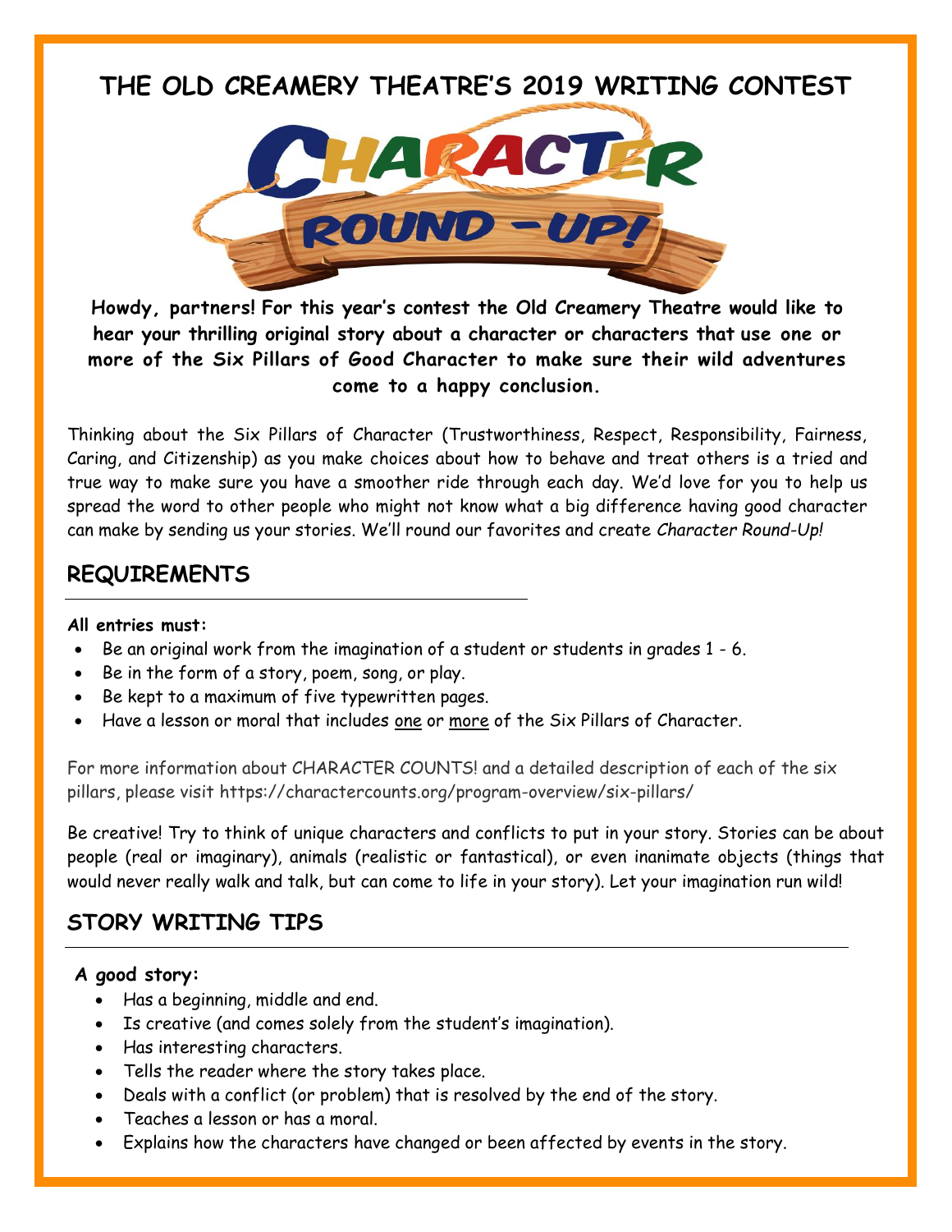# THE OLD CREAMERY THEATRE'S 2019 WRITING CONTEST

## CHARACTER ROUND-UP!

**Howdy, partners! For this year's contest the Old Creamery Theatre would like to hear your thrilling original story about a character or characters that use one or more of the Six Pillars of Good Character to make sure their wild adventures come to a happy conclusion.**

Thinking about the Six Pillars of Character (Trustworthiness, Respect, Responsibility, Fairness, Caring, and Citizenship) as you make choices about how to behave and treat others is a tried and true way to make sure you have a smoother ride through each day. We'd love for you to help us spread the word to other people who might not know what a big difference having good character can make by sending us your stories. We'll round our favorites and create *Character Round-Up!*

## REQUIREMENTS

**All entries must:**

- Be an original work from the imagination of a student or students in grades 1 - 6.
- Be in the form of a story, poem, song, or play.
- Be kept to a maximum of five typewritten pages.
- Have a lesson or moral that includes one or more of the Six Pillars of Character.

For more information about CHARACTER COUNTS! and a detailed description of each of the six pillars, please visit https://charactercounts.org/program-overview/six-pillars/

Be creative! Try to think of unique characters and conflicts to put in your story. Stories can be about people (real or imaginary), animals (realistic or fantastical), or even inanimate objects (things that would never really walk and talk, but can come to life in your story). Let your imagination run wild!

## STORY WRITING TIPS

**A good story:**

- Has a beginning, middle and end.
- Is creative (and comes solely from the student's imagination).
- Has interesting characters.
- Tells the reader where the story takes place.
- Deals with a conflict (or problem) that is resolved by the end of the story.
- Teaches a lesson or has a moral.
- Explains how the characters have changed or been affected by events in the story.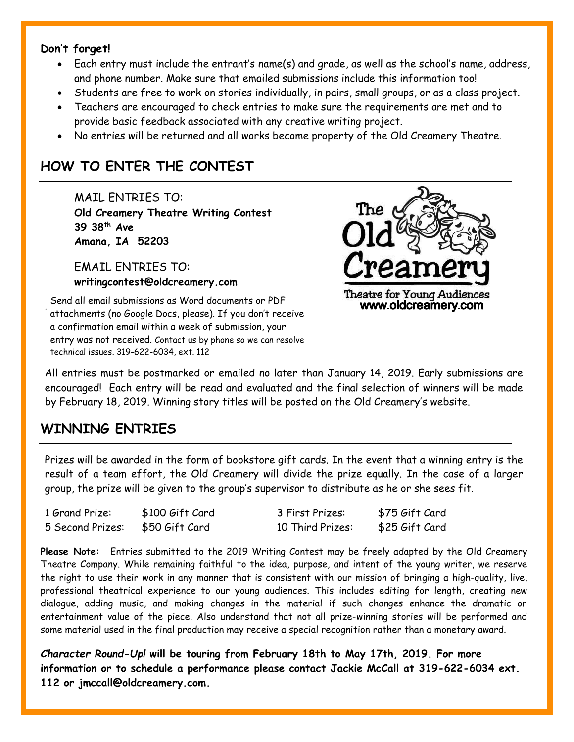**Don't forget!**

- Each entry must include the entrant's name(s) and grade, as well as the school's name, address, and phone number. Make sure that emailed submissions include this information too!
- Students are free to work on stories individually, in pairs, small groups, or as a class project.
- Teachers are encouraged to check entries to make sure the requirements are met and to provide basic feedback associated with any creative writing project.
- No entries will be returned and all works become property of the Old Creamery Theatre.

## HOW TO ENTER THE CONTEST

MAIL ENTRIES TO:
**Old Creamery Theatre Writing Contest**
**39 38th Ave**
**Amana, IA 52203**

EMAIL ENTRIES TO:
**writingcontest@oldcreamery.com**

Send all email submissions as Word documents or PDF attachments (no Google Docs, please). If you don't receive a confirmation email within a week of submission, your entry was not received. Contact us by phone so we can resolve technical issues. 319-622-6034, ext. 112

The Old Creamery
Theatre for Young Audiences
www.oldcreamery.com

All entries must be postmarked or emailed no later than January 14, 2019. Early submissions are encouraged! Each entry will be read and evaluated and the final selection of winners will be made by February 18, 2019. Winning story titles will be posted on the Old Creamery's website.

## WINNING ENTRIES

Prizes will be awarded in the form of bookstore gift cards. In the event that a winning entry is the result of a team effort, the Old Creamery will divide the prize equally. In the case of a larger group, the prize will be given to the group's supervisor to distribute as he or she sees fit.

| | | | |
|---|---|---|---|
| 1 Grand Prize: | $100 Gift Card | 3 First Prizes: | $75 Gift Card |
| 5 Second Prizes: | $50 Gift Card | 10 Third Prizes: | $25 Gift Card |

**Please Note:** Entries submitted to the 2019 Writing Contest may be freely adapted by the Old Creamery Theatre Company. While remaining faithful to the idea, purpose, and intent of the young writer, we reserve the right to use their work in any manner that is consistent with our mission of bringing a high-quality, live, professional theatrical experience to our young audiences. This includes editing for length, creating new dialogue, adding music, and making changes in the material if such changes enhance the dramatic or entertainment value of the piece. Also understand that not all prize-winning stories will be performed and some material used in the final production may receive a special recognition rather than a monetary award.

***Character Round-Up!*** **will be touring from February 18th to May 17th, 2019. For more information or to schedule a performance please contact Jackie McCall at 319-622-6034 ext. 112 or jmccall@oldcreamery.com.**